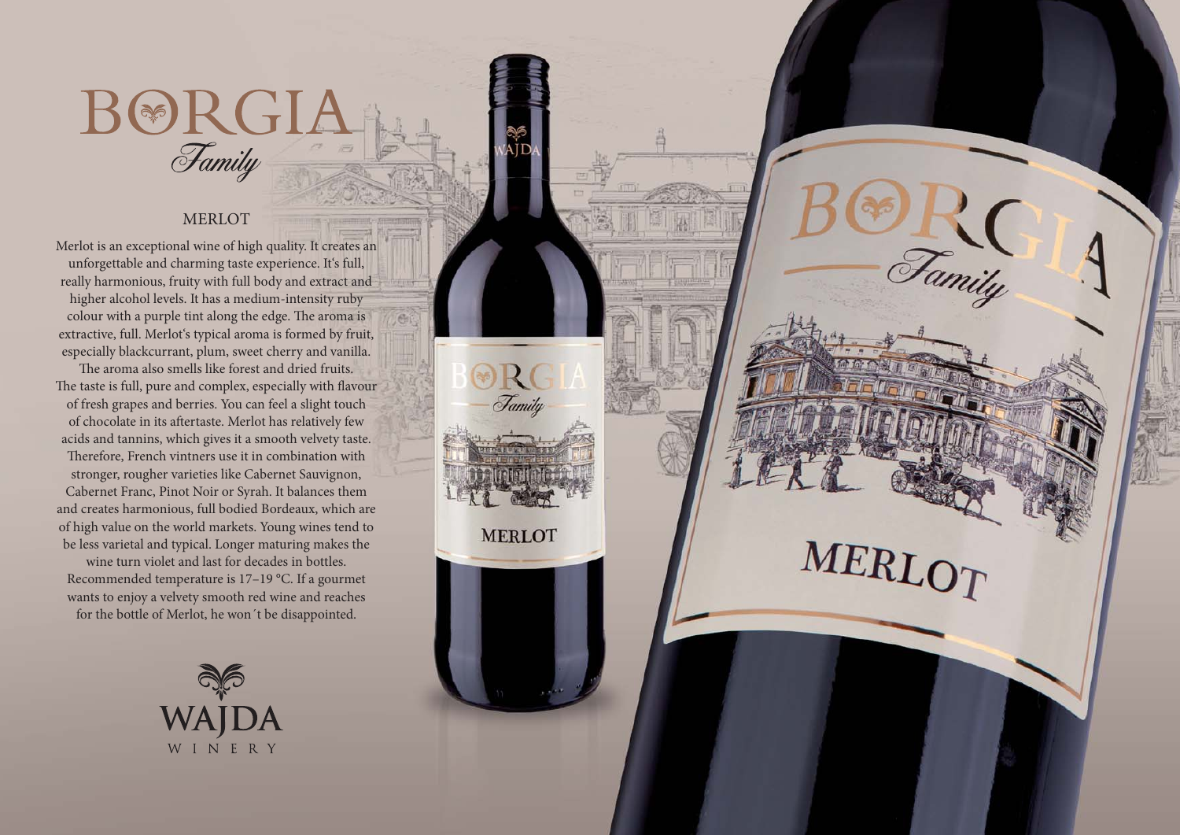# BORGIA *Family*

## MERLOT

Merlot is an exceptional wine of high quality. It creates an unforgettable and charming taste experience. It's full, really harmonious, fruity with full body and extract and higher alcohol levels. It has a medium-intensity ruby colour with a purple tint along the edge. The aroma is extractive, full. Merlot's typical aroma is formed by fruit, especially blackcurrant, plum, sweet cherry and vanilla. The aroma also smells like forest and dried fruits. The taste is full, pure and complex, especially with flavour of fresh grapes and berries. You can feel a slight touch of chocolate in its aftertaste. Merlot has relatively few acids and tannins, which gives it a smooth velvety taste. Therefore, French vintners use it in combination with stronger, rougher varieties like Cabernet Sauvignon, Cabernet Franc, Pinot Noir or Syrah. It balances them and creates harmonious, full bodied Bordeaux, which are of high value on the world markets. Young wines tend to be less varietal and typical. Longer maturing makes the wine turn violet and last for decades in bottles. Recommended temperature is 17–19 °C. If a gourmet wants to enjoy a velvety smooth red wine and reaches for the bottle of Merlot, he won´t be disappointed.

WAJDA WINERY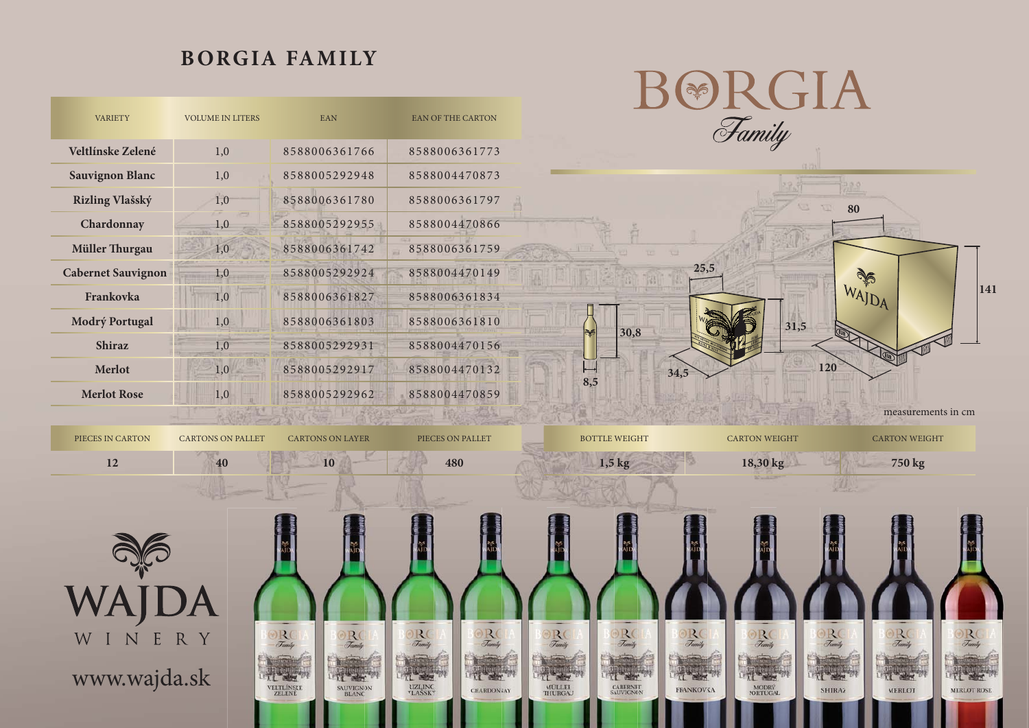# BORGIA FAMILY

| VARIETY | VOLUME IN LITERS | EAN | EAN OF THE CARTON |
|---|---|---|---|
| Veltlínske Zelené | 1,0 | 8588006361766 | 8588006361773 |
| Sauvignon Blanc | 1,0 | 8588005292948 | 8588004470873 |
| Rizling Vlašský | 1,0 | 8588006361780 | 8588006361797 |
| Chardonnay | 1,0 | 8588005292955 | 8588004470866 |
| Müller Thurgau | 1,0 | 8588006361742 | 8588006361759 |
| Cabernet Sauvignon | 1,0 | 8588005292924 | 8588004470149 |
| Frankovka | 1,0 | 8588006361827 | 8588006361834 |
| Modrý Portugal | 1,0 | 8588006361803 | 8588006361810 |
| Shiraz | 1,0 | 8588005292931 | 8588004470156 |
| Merlot | 1,0 | 8588005292917 | 8588004470132 |
| Merlot Rose | 1,0 | 8588005292962 | 8588004470859 |

BORGIA
Family

30,8
8,5
25,5
31,5
34,5
80
141
120

measurements in cm

| PIECES IN CARTON | CARTONS ON PALLET | CARTONS ON LAYER | PIECES ON PALLET |
|---|---|---|---|
| 12 | 40 | 10 | 480 |

| BOTTLE WEIGHT | CARTON WEIGHT | CARTON WEIGHT |
|---|---|---|
| 1,5 kg | 18,30 kg | 750 kg |

WAJDA
WINERY

www.wajda.sk